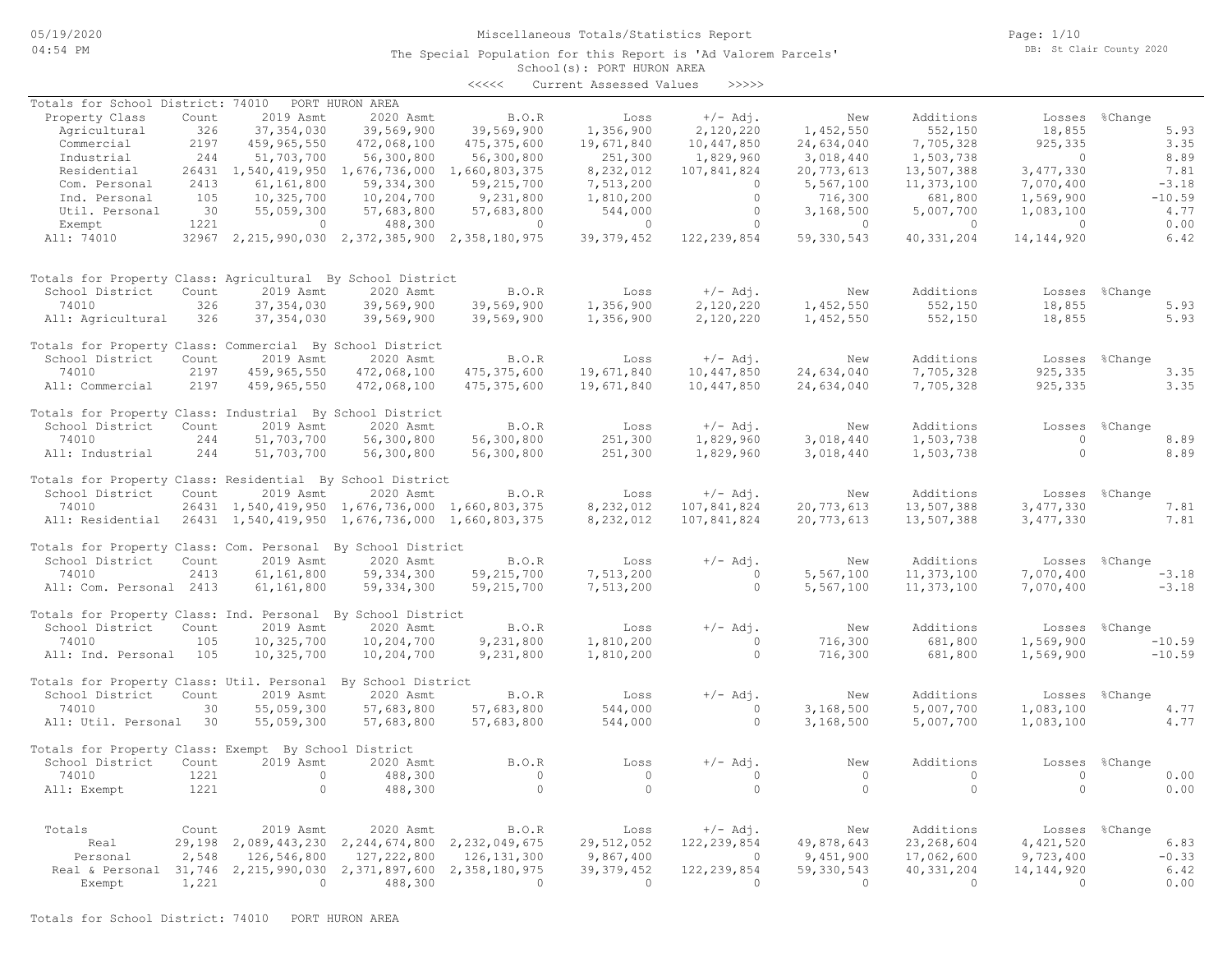# Miscellaneous Totals/Statistics Report

The Special Population for this Report is 'Ad Valorem Parcels'

School(s): PORT HURON AREA

<<<<< Current Assessed Values >>>>>

## Totals for School District: 74010 PORT HURON AREA

| Property Class | Count | 2019 Asmt | 2020 Asmt | B.O.R | Loss | +/- Adj. | New | Additions | Losses | %Change |
|---|---|---|---|---|---|---|---|---|---|---|
| Agricultural | 326 | 37,354,030 | 39,569,900 | 39,569,900 | 1,356,900 | 2,120,220 | 1,452,550 | 552,150 | 18,855 | 5.93 |
| Commercial | 2197 | 459,965,550 | 472,068,100 | 475,375,600 | 19,671,840 | 10,447,850 | 24,634,040 | 7,705,328 | 925,335 | 3.35 |
| Industrial | 244 | 51,703,700 | 56,300,800 | 56,300,800 | 251,300 | 1,829,960 | 3,018,440 | 1,503,738 | 0 | 8.89 |
| Residential | 26431 | 1,540,419,950 | 1,676,736,000 | 1,660,803,375 | 8,232,012 | 107,841,824 | 20,773,613 | 13,507,388 | 3,477,330 | 7.81 |
| Com. Personal | 2413 | 61,161,800 | 59,334,300 | 59,215,700 | 7,513,200 | 0 | 5,567,100 | 11,373,100 | 7,070,400 | -3.18 |
| Ind. Personal | 105 | 10,325,700 | 10,204,700 | 9,231,800 | 1,810,200 | 0 | 716,300 | 681,800 | 1,569,900 | -10.59 |
| Util. Personal | 30 | 55,059,300 | 57,683,800 | 57,683,800 | 544,000 | 0 | 3,168,500 | 5,007,700 | 1,083,100 | 4.77 |
| Exempt | 1221 | 0 | 488,300 | 0 | 0 | 0 | 0 | 0 | 0 | 0.00 |
| All: 74010 | 32967 | 2,215,990,030 | 2,372,385,900 | 2,358,180,975 | 39,379,452 | 122,239,854 | 59,330,543 | 40,331,204 | 14,144,920 | 6.42 |

## Totals for Property Class: Agricultural By School District

| School District | Count | 2019 Asmt | 2020 Asmt | B.O.R | Loss | +/- Adj. | New | Additions | Losses | %Change |
|---|---|---|---|---|---|---|---|---|---|---|
| 74010 | 326 | 37,354,030 | 39,569,900 | 39,569,900 | 1,356,900 | 2,120,220 | 1,452,550 | 552,150 | 18,855 | 5.93 |
| All: Agricultural | 326 | 37,354,030 | 39,569,900 | 39,569,900 | 1,356,900 | 2,120,220 | 1,452,550 | 552,150 | 18,855 | 5.93 |

## Totals for Property Class: Commercial By School District

| School District | Count | 2019 Asmt | 2020 Asmt | B.O.R | Loss | +/- Adj. | New | Additions | Losses | %Change |
|---|---|---|---|---|---|---|---|---|---|---|
| 74010 | 2197 | 459,965,550 | 472,068,100 | 475,375,600 | 19,671,840 | 10,447,850 | 24,634,040 | 7,705,328 | 925,335 | 3.35 |
| All: Commercial | 2197 | 459,965,550 | 472,068,100 | 475,375,600 | 19,671,840 | 10,447,850 | 24,634,040 | 7,705,328 | 925,335 | 3.35 |

## Totals for Property Class: Industrial By School District

| School District | Count | 2019 Asmt | 2020 Asmt | B.O.R | Loss | +/- Adj. | New | Additions | Losses | %Change |
|---|---|---|---|---|---|---|---|---|---|---|
| 74010 | 244 | 51,703,700 | 56,300,800 | 56,300,800 | 251,300 | 1,829,960 | 3,018,440 | 1,503,738 | 0 | 8.89 |
| All: Industrial | 244 | 51,703,700 | 56,300,800 | 56,300,800 | 251,300 | 1,829,960 | 3,018,440 | 1,503,738 | 0 | 8.89 |

## Totals for Property Class: Residential By School District

| School District | Count | 2019 Asmt | 2020 Asmt | B.O.R | Loss | +/- Adj. | New | Additions | Losses | %Change |
|---|---|---|---|---|---|---|---|---|---|---|
| 74010 | 26431 | 1,540,419,950 | 1,676,736,000 | 1,660,803,375 | 8,232,012 | 107,841,824 | 20,773,613 | 13,507,388 | 3,477,330 | 7.81 |
| All: Residential | 26431 | 1,540,419,950 | 1,676,736,000 | 1,660,803,375 | 8,232,012 | 107,841,824 | 20,773,613 | 13,507,388 | 3,477,330 | 7.81 |

## Totals for Property Class: Com. Personal By School District

| School District | Count | 2019 Asmt | 2020 Asmt | B.O.R | Loss | +/- Adj. | New | Additions | Losses | %Change |
|---|---|---|---|---|---|---|---|---|---|---|
| 74010 | 2413 | 61,161,800 | 59,334,300 | 59,215,700 | 7,513,200 | 0 | 5,567,100 | 11,373,100 | 7,070,400 | -3.18 |
| All: Com. Personal | 2413 | 61,161,800 | 59,334,300 | 59,215,700 | 7,513,200 | 0 | 5,567,100 | 11,373,100 | 7,070,400 | -3.18 |

## Totals for Property Class: Ind. Personal By School District

| School District | Count | 2019 Asmt | 2020 Asmt | B.O.R | Loss | +/- Adj. | New | Additions | Losses | %Change |
|---|---|---|---|---|---|---|---|---|---|---|
| 74010 | 105 | 10,325,700 | 10,204,700 | 9,231,800 | 1,810,200 | 0 | 716,300 | 681,800 | 1,569,900 | -10.59 |
| All: Ind. Personal | 105 | 10,325,700 | 10,204,700 | 9,231,800 | 1,810,200 | 0 | 716,300 | 681,800 | 1,569,900 | -10.59 |

## Totals for Property Class: Util. Personal By School District

| School District | Count | 2019 Asmt | 2020 Asmt | B.O.R | Loss | +/- Adj. | New | Additions | Losses | %Change |
|---|---|---|---|---|---|---|---|---|---|---|
| 74010 | 30 | 55,059,300 | 57,683,800 | 57,683,800 | 544,000 | 0 | 3,168,500 | 5,007,700 | 1,083,100 | 4.77 |
| All: Util. Personal | 30 | 55,059,300 | 57,683,800 | 57,683,800 | 544,000 | 0 | 3,168,500 | 5,007,700 | 1,083,100 | 4.77 |

## Totals for Property Class: Exempt By School District

| School District | Count | 2019 Asmt | 2020 Asmt | B.O.R | Loss | +/- Adj. | New | Additions | Losses | %Change |
|---|---|---|---|---|---|---|---|---|---|---|
| 74010 | 1221 | 0 | 488,300 | 0 | 0 | 0 | 0 | 0 | 0 | 0.00 |
| All: Exempt | 1221 | 0 | 488,300 | 0 | 0 | 0 | 0 | 0 | 0 | 0.00 |

## Totals

| Totals | Count | 2019 Asmt | 2020 Asmt | B.O.R | Loss | +/- Adj. | New | Additions | Losses | %Change |
|---|---|---|---|---|---|---|---|---|---|---|
| Real | 29,198 | 2,089,443,230 | 2,244,674,800 | 2,232,049,675 | 29,512,052 | 122,239,854 | 49,878,643 | 23,268,604 | 4,421,520 | 6.83 |
| Personal | 2,548 | 126,546,800 | 127,222,800 | 126,131,300 | 9,867,400 | 0 | 9,451,900 | 17,062,600 | 9,723,400 | -0.33 |
| Real & Personal | 31,746 | 2,215,990,030 | 2,371,897,600 | 2,358,180,975 | 39,379,452 | 122,239,854 | 59,330,543 | 40,331,204 | 14,144,920 | 6.42 |
| Exempt | 1,221 | 0 | 488,300 | 0 | 0 | 0 | 0 | 0 | 0 | 0.00 |

Totals for School District: 74010 PORT HURON AREA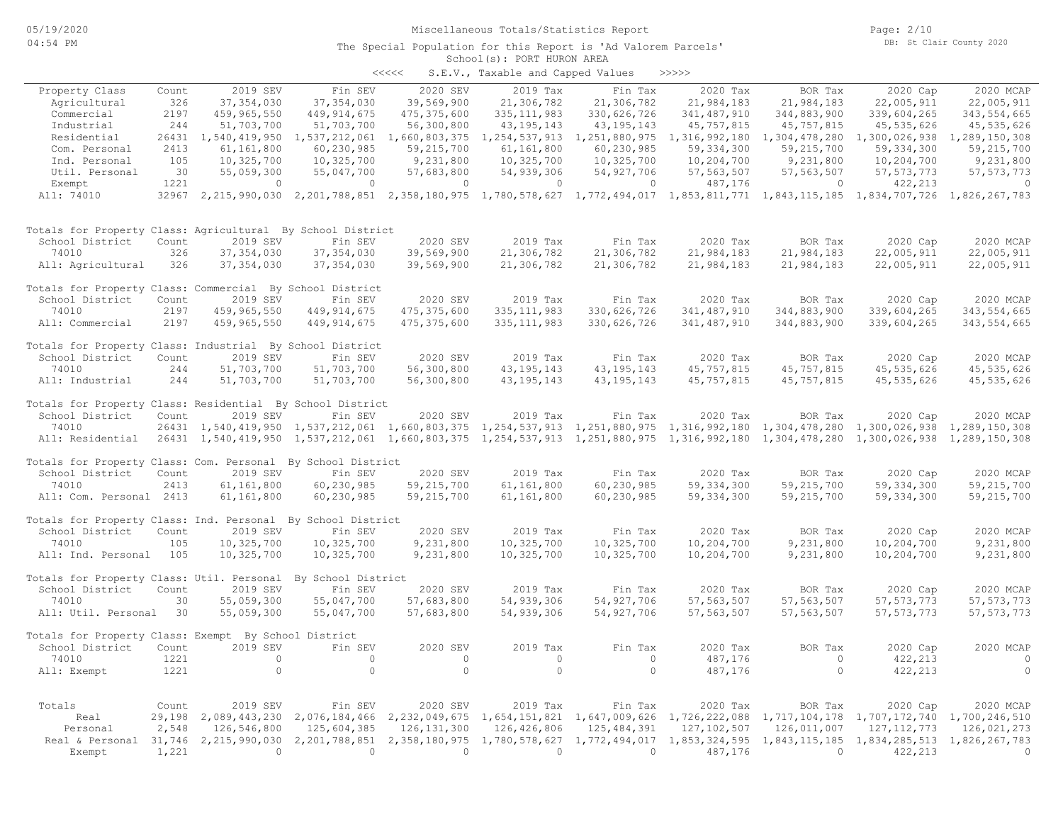Miscellaneous Totals/Statistics Report

The Special Population for this Report is 'Ad Valorem Parcels'

School(s): PORT HURON AREA

<<<<< S.E.V., Taxable and Capped Values >>>>>

| Property Class | Count | 2019 SEV | Fin SEV | 2020 SEV | 2019 Tax | Fin Tax | 2020 Tax | BOR Tax | 2020 Cap | 2020 MCAP |
|---|---|---|---|---|---|---|---|---|---|---|
| Agricultural | 326 | 37,354,030 | 37,354,030 | 39,569,900 | 21,306,782 | 21,306,782 | 21,984,183 | 21,984,183 | 22,005,911 | 22,005,911 |
| Commercial | 2197 | 459,965,550 | 449,914,675 | 475,375,600 | 335,111,983 | 330,626,726 | 341,487,910 | 344,883,900 | 339,604,265 | 343,554,665 |
| Industrial | 244 | 51,703,700 | 51,703,700 | 56,300,800 | 43,195,143 | 43,195,143 | 45,757,815 | 45,757,815 | 45,535,626 | 45,535,626 |
| Residential | 26431 | 1,540,419,950 | 1,537,212,061 | 1,660,803,375 | 1,254,537,913 | 1,251,880,975 | 1,316,992,180 | 1,304,478,280 | 1,300,026,938 | 1,289,150,308 |
| Com. Personal | 2413 | 61,161,800 | 60,230,985 | 59,215,700 | 61,161,800 | 60,230,985 | 59,334,300 | 59,215,700 | 59,334,300 | 59,215,700 |
| Ind. Personal | 105 | 10,325,700 | 10,325,700 | 9,231,800 | 10,325,700 | 10,325,700 | 10,204,700 | 9,231,800 | 10,204,700 | 9,231,800 |
| Util. Personal | 30 | 55,059,300 | 55,047,700 | 57,683,800 | 54,939,306 | 54,927,706 | 57,563,507 | 57,563,507 | 57,573,773 | 57,573,773 |
| Exempt | 1221 | 0 | 0 | 0 | 0 | 0 | 487,176 | 0 | 422,213 | 0 |
| All: 74010 | 32967 | 2,215,990,030 | 2,201,788,851 | 2,358,180,975 | 1,780,578,627 | 1,772,494,017 | 1,853,811,771 | 1,843,115,185 | 1,834,707,726 | 1,826,267,783 |

Totals for Property Class: Agricultural By School District

| School District | Count | 2019 SEV | Fin SEV | 2020 SEV | 2019 Tax | Fin Tax | 2020 Tax | BOR Tax | 2020 Cap | 2020 MCAP |
|---|---|---|---|---|---|---|---|---|---|---|
| 74010 | 326 | 37,354,030 | 37,354,030 | 39,569,900 | 21,306,782 | 21,306,782 | 21,984,183 | 21,984,183 | 22,005,911 | 22,005,911 |
| All: Agricultural | 326 | 37,354,030 | 37,354,030 | 39,569,900 | 21,306,782 | 21,306,782 | 21,984,183 | 21,984,183 | 22,005,911 | 22,005,911 |

Totals for Property Class: Commercial By School District

| School District | Count | 2019 SEV | Fin SEV | 2020 SEV | 2019 Tax | Fin Tax | 2020 Tax | BOR Tax | 2020 Cap | 2020 MCAP |
|---|---|---|---|---|---|---|---|---|---|---|
| 74010 | 2197 | 459,965,550 | 449,914,675 | 475,375,600 | 335,111,983 | 330,626,726 | 341,487,910 | 344,883,900 | 339,604,265 | 343,554,665 |
| All: Commercial | 2197 | 459,965,550 | 449,914,675 | 475,375,600 | 335,111,983 | 330,626,726 | 341,487,910 | 344,883,900 | 339,604,265 | 343,554,665 |

Totals for Property Class: Industrial By School District

| School District | Count | 2019 SEV | Fin SEV | 2020 SEV | 2019 Tax | Fin Tax | 2020 Tax | BOR Tax | 2020 Cap | 2020 MCAP |
|---|---|---|---|---|---|---|---|---|---|---|
| 74010 | 244 | 51,703,700 | 51,703,700 | 56,300,800 | 43,195,143 | 43,195,143 | 45,757,815 | 45,757,815 | 45,535,626 | 45,535,626 |
| All: Industrial | 244 | 51,703,700 | 51,703,700 | 56,300,800 | 43,195,143 | 43,195,143 | 45,757,815 | 45,757,815 | 45,535,626 | 45,535,626 |

Totals for Property Class: Residential By School District

| School District | Count | 2019 SEV | Fin SEV | 2020 SEV | 2019 Tax | Fin Tax | 2020 Tax | BOR Tax | 2020 Cap | 2020 MCAP |
|---|---|---|---|---|---|---|---|---|---|---|
| 74010 | 26431 | 1,540,419,950 | 1,537,212,061 | 1,660,803,375 | 1,254,537,913 | 1,251,880,975 | 1,316,992,180 | 1,304,478,280 | 1,300,026,938 | 1,289,150,308 |
| All: Residential | 26431 | 1,540,419,950 | 1,537,212,061 | 1,660,803,375 | 1,254,537,913 | 1,251,880,975 | 1,316,992,180 | 1,304,478,280 | 1,300,026,938 | 1,289,150,308 |

Totals for Property Class: Com. Personal By School District

| School District | Count | 2019 SEV | Fin SEV | 2020 SEV | 2019 Tax | Fin Tax | 2020 Tax | BOR Tax | 2020 Cap | 2020 MCAP |
|---|---|---|---|---|---|---|---|---|---|---|
| 74010 | 2413 | 61,161,800 | 60,230,985 | 59,215,700 | 61,161,800 | 60,230,985 | 59,334,300 | 59,215,700 | 59,334,300 | 59,215,700 |
| All: Com. Personal | 2413 | 61,161,800 | 60,230,985 | 59,215,700 | 61,161,800 | 60,230,985 | 59,334,300 | 59,215,700 | 59,334,300 | 59,215,700 |

Totals for Property Class: Ind. Personal By School District

| School District | Count | 2019 SEV | Fin SEV | 2020 SEV | 2019 Tax | Fin Tax | 2020 Tax | BOR Tax | 2020 Cap | 2020 MCAP |
|---|---|---|---|---|---|---|---|---|---|---|
| 74010 | 105 | 10,325,700 | 10,325,700 | 9,231,800 | 10,325,700 | 10,325,700 | 10,204,700 | 9,231,800 | 10,204,700 | 9,231,800 |
| All: Ind. Personal | 105 | 10,325,700 | 10,325,700 | 9,231,800 | 10,325,700 | 10,325,700 | 10,204,700 | 9,231,800 | 10,204,700 | 9,231,800 |

Totals for Property Class: Util. Personal By School District

| School District | Count | 2019 SEV | Fin SEV | 2020 SEV | 2019 Tax | Fin Tax | 2020 Tax | BOR Tax | 2020 Cap | 2020 MCAP |
|---|---|---|---|---|---|---|---|---|---|---|
| 74010 | 30 | 55,059,300 | 55,047,700 | 57,683,800 | 54,939,306 | 54,927,706 | 57,563,507 | 57,563,507 | 57,573,773 | 57,573,773 |
| All: Util. Personal | 30 | 55,059,300 | 55,047,700 | 57,683,800 | 54,939,306 | 54,927,706 | 57,563,507 | 57,563,507 | 57,573,773 | 57,573,773 |

Totals for Property Class: Exempt By School District

| School District | Count | 2019 SEV | Fin SEV | 2020 SEV | 2019 Tax | Fin Tax | 2020 Tax | BOR Tax | 2020 Cap | 2020 MCAP |
|---|---|---|---|---|---|---|---|---|---|---|
| 74010 | 1221 | 0 | 0 | 0 | 0 | 0 | 487,176 | 0 | 422,213 | 0 |
| All: Exempt | 1221 | 0 | 0 | 0 | 0 | 0 | 487,176 | 0 | 422,213 | 0 |

| Totals | Count | 2019 SEV | Fin SEV | 2020 SEV | 2019 Tax | Fin Tax | 2020 Tax | BOR Tax | 2020 Cap | 2020 MCAP |
|---|---|---|---|---|---|---|---|---|---|---|
| Real | 29,198 | 2,089,443,230 | 2,076,184,466 | 2,232,049,675 | 1,654,151,821 | 1,647,009,626 | 1,726,222,088 | 1,717,104,178 | 1,707,172,740 | 1,700,246,510 |
| Personal | 2,548 | 126,546,800 | 125,604,385 | 126,131,300 | 126,426,806 | 125,484,391 | 127,102,507 | 126,011,007 | 127,112,773 | 126,021,273 |
| Real & Personal | 31,746 | 2,215,990,030 | 2,201,788,851 | 2,358,180,975 | 1,780,578,627 | 1,772,494,017 | 1,853,324,595 | 1,843,115,185 | 1,834,285,513 | 1,826,267,783 |
| Exempt | 1,221 | 0 | 0 | 0 | 0 | 0 | 487,176 | 0 | 422,213 | 0 |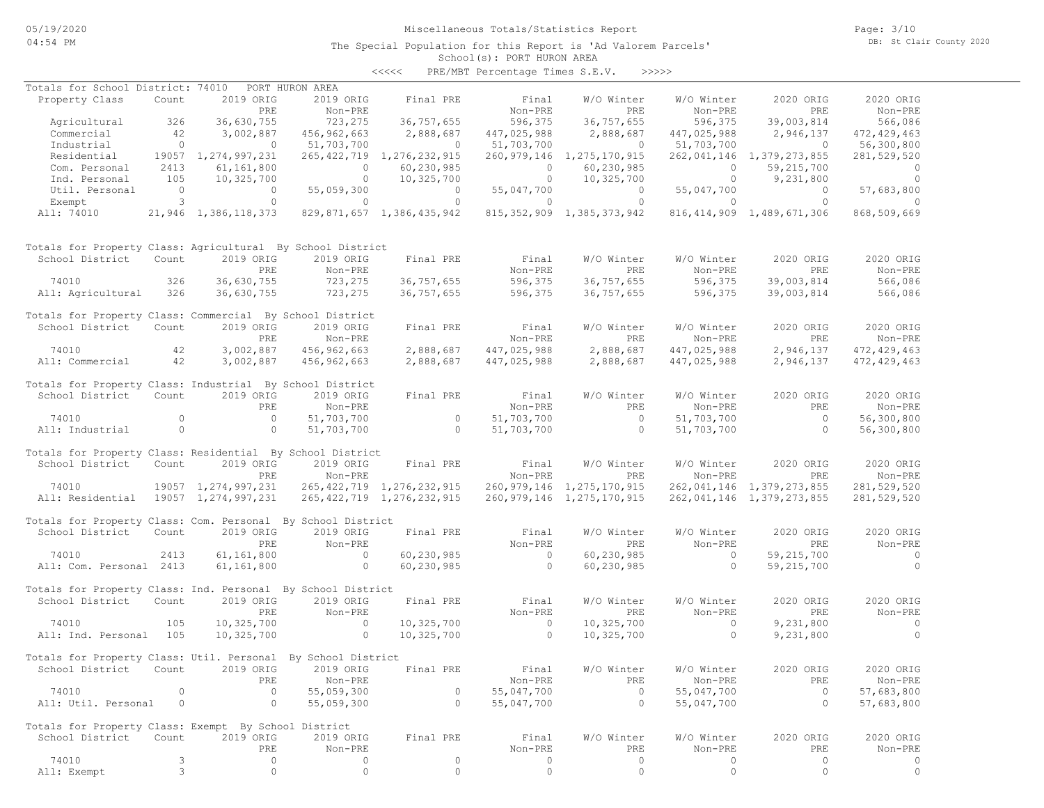Miscellaneous Totals/Statistics Report

The Special Population for this Report is 'Ad Valorem Parcels'

School(s): PORT HURON AREA

<<<<< PRE/MBT Percentage Times S.E.V. >>>>>

Totals for School District: 74010 PORT HURON AREA

| Property Class | Count | 2019 ORIG PRE | 2019 ORIG Non-PRE | Final PRE | Final Non-PRE | W/O Winter PRE | W/O Winter Non-PRE | 2020 ORIG PRE | 2020 ORIG Non-PRE |
|---|---|---|---|---|---|---|---|---|---|
| Agricultural | 326 | 36,630,755 | 723,275 | 36,757,655 | 596,375 | 36,757,655 | 596,375 | 39,003,814 | 566,086 |
| Commercial | 42 | 3,002,887 | 456,962,663 | 2,888,687 | 447,025,988 | 2,888,687 | 447,025,988 | 2,946,137 | 472,429,463 |
| Industrial | 0 | 0 | 51,703,700 | 0 | 51,703,700 | 0 | 51,703,700 | 0 | 56,300,800 |
| Residential | 19057 | 1,274,997,231 | 265,422,719 | 1,276,232,915 | 260,979,146 | 1,275,170,915 | 262,041,146 | 1,379,273,855 | 281,529,520 |
| Com. Personal | 2413 | 61,161,800 | 0 | 60,230,985 | 0 | 60,230,985 | 0 | 59,215,700 | 0 |
| Ind. Personal | 105 | 10,325,700 | 0 | 10,325,700 | 0 | 10,325,700 | 0 | 9,231,800 | 0 |
| Util. Personal | 0 | 0 | 55,059,300 | 0 | 55,047,700 | 0 | 55,047,700 | 0 | 57,683,800 |
| Exempt | 3 | 0 | 0 | 0 | 0 | 0 | 0 | 0 | 0 |
| All: 74010 | 21,946 | 1,386,118,373 | 829,871,657 | 1,386,435,942 | 815,352,909 | 1,385,373,942 | 816,414,909 | 1,489,671,306 | 868,509,669 |

Totals for Property Class: Agricultural By School District

| School District | Count | 2019 ORIG PRE | 2019 ORIG Non-PRE | Final PRE | Final Non-PRE | W/O Winter PRE | W/O Winter Non-PRE | 2020 ORIG PRE | 2020 ORIG Non-PRE |
|---|---|---|---|---|---|---|---|---|---|
| 74010 | 326 | 36,630,755 | 723,275 | 36,757,655 | 596,375 | 36,757,655 | 596,375 | 39,003,814 | 566,086 |
| All: Agricultural | 326 | 36,630,755 | 723,275 | 36,757,655 | 596,375 | 36,757,655 | 596,375 | 39,003,814 | 566,086 |

Totals for Property Class: Commercial By School District

| School District | Count | 2019 ORIG PRE | 2019 ORIG Non-PRE | Final PRE | Final Non-PRE | W/O Winter PRE | W/O Winter Non-PRE | 2020 ORIG PRE | 2020 ORIG Non-PRE |
|---|---|---|---|---|---|---|---|---|---|
| 74010 | 42 | 3,002,887 | 456,962,663 | 2,888,687 | 447,025,988 | 2,888,687 | 447,025,988 | 2,946,137 | 472,429,463 |
| All: Commercial | 42 | 3,002,887 | 456,962,663 | 2,888,687 | 447,025,988 | 2,888,687 | 447,025,988 | 2,946,137 | 472,429,463 |

Totals for Property Class: Industrial By School District

| School District | Count | 2019 ORIG PRE | 2019 ORIG Non-PRE | Final PRE | Final Non-PRE | W/O Winter PRE | W/O Winter Non-PRE | 2020 ORIG PRE | 2020 ORIG Non-PRE |
|---|---|---|---|---|---|---|---|---|---|
| 74010 | 0 | 0 | 51,703,700 | 0 | 51,703,700 | 0 | 51,703,700 | 0 | 56,300,800 |
| All: Industrial | 0 | 0 | 51,703,700 | 0 | 51,703,700 | 0 | 51,703,700 | 0 | 56,300,800 |

Totals for Property Class: Residential By School District

| School District | Count | 2019 ORIG PRE | 2019 ORIG Non-PRE | Final PRE | Final Non-PRE | W/O Winter PRE | W/O Winter Non-PRE | 2020 ORIG PRE | 2020 ORIG Non-PRE |
|---|---|---|---|---|---|---|---|---|---|
| 74010 | 19057 | 1,274,997,231 | 265,422,719 | 1,276,232,915 | 260,979,146 | 1,275,170,915 | 262,041,146 | 1,379,273,855 | 281,529,520 |
| All: Residential | 19057 | 1,274,997,231 | 265,422,719 | 1,276,232,915 | 260,979,146 | 1,275,170,915 | 262,041,146 | 1,379,273,855 | 281,529,520 |

Totals for Property Class: Com. Personal By School District

| School District | Count | 2019 ORIG PRE | 2019 ORIG Non-PRE | Final PRE | Final Non-PRE | W/O Winter PRE | W/O Winter Non-PRE | 2020 ORIG PRE | 2020 ORIG Non-PRE |
|---|---|---|---|---|---|---|---|---|---|
| 74010 | 2413 | 61,161,800 | 0 | 60,230,985 | 0 | 60,230,985 | 0 | 59,215,700 | 0 |
| All: Com. Personal | 2413 | 61,161,800 | 0 | 60,230,985 | 0 | 60,230,985 | 0 | 59,215,700 | 0 |

Totals for Property Class: Ind. Personal By School District

| School District | Count | 2019 ORIG PRE | 2019 ORIG Non-PRE | Final PRE | Final Non-PRE | W/O Winter PRE | W/O Winter Non-PRE | 2020 ORIG PRE | 2020 ORIG Non-PRE |
|---|---|---|---|---|---|---|---|---|---|
| 74010 | 105 | 10,325,700 | 0 | 10,325,700 | 0 | 10,325,700 | 0 | 9,231,800 | 0 |
| All: Ind. Personal | 105 | 10,325,700 | 0 | 10,325,700 | 0 | 10,325,700 | 0 | 9,231,800 | 0 |

Totals for Property Class: Util. Personal By School District

| School District | Count | 2019 ORIG PRE | 2019 ORIG Non-PRE | Final PRE | Final Non-PRE | W/O Winter PRE | W/O Winter Non-PRE | 2020 ORIG PRE | 2020 ORIG Non-PRE |
|---|---|---|---|---|---|---|---|---|---|
| 74010 | 0 | 0 | 55,059,300 | 0 | 55,047,700 | 0 | 55,047,700 | 0 | 57,683,800 |
| All: Util. Personal | 0 | 0 | 55,059,300 | 0 | 55,047,700 | 0 | 55,047,700 | 0 | 57,683,800 |

Totals for Property Class: Exempt By School District

| School District | Count | 2019 ORIG PRE | 2019 ORIG Non-PRE | Final PRE | Final Non-PRE | W/O Winter PRE | W/O Winter Non-PRE | 2020 ORIG PRE | 2020 ORIG Non-PRE |
|---|---|---|---|---|---|---|---|---|---|
| 74010 | 3 | 0 | 0 | 0 | 0 | 0 | 0 | 0 | 0 |
| All: Exempt | 3 | 0 | 0 | 0 | 0 | 0 | 0 | 0 | 0 |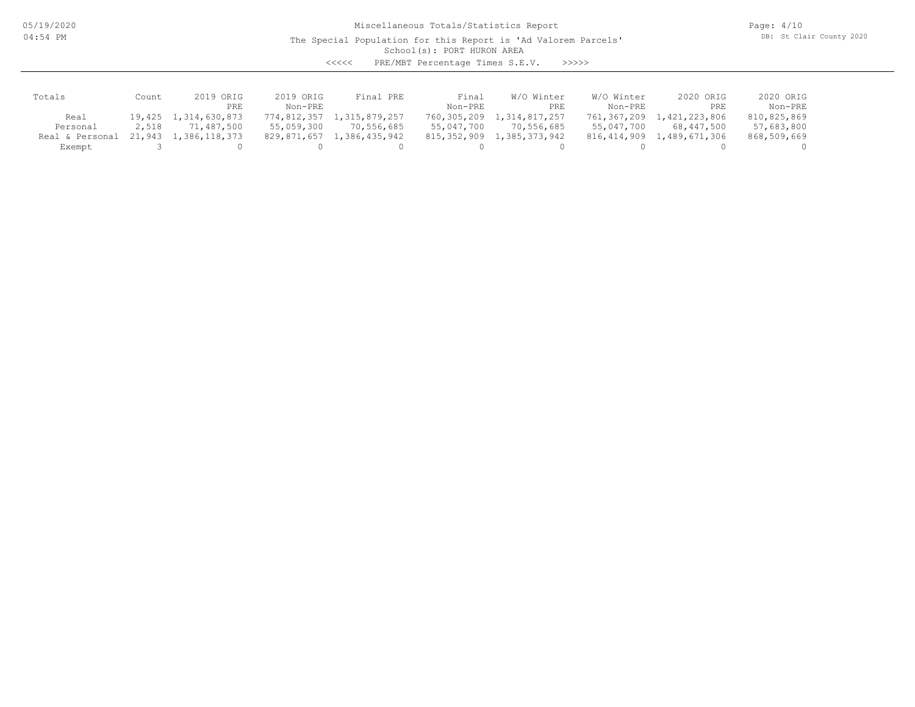Miscellaneous Totals/Statistics Report

The Special Population for this Report is 'Ad Valorem Parcels'

School(s): PORT HURON AREA

<<<<< PRE/MBT Percentage Times S.E.V. >>>>>

| Totals | Count | 2019 ORIG PRE | 2019 ORIG Non-PRE | Final PRE | Final Non-PRE | W/O Winter PRE | W/O Winter Non-PRE | 2020 ORIG PRE | 2020 ORIG Non-PRE |
|---|---|---|---|---|---|---|---|---|---|
| Real | 19,425 | 1,314,630,873 | 774,812,357 | 1,315,879,257 | 760,305,209 | 1,314,817,257 | 761,367,209 | 1,421,223,806 | 810,825,869 |
| Personal | 2,518 | 71,487,500 | 55,059,300 | 70,556,685 | 55,047,700 | 70,556,685 | 55,047,700 | 68,447,500 | 57,683,800 |
| Real & Personal | 21,943 | 1,386,118,373 | 829,871,657 | 1,386,435,942 | 815,352,909 | 1,385,373,942 | 816,414,909 | 1,489,671,306 | 868,509,669 |
| Exempt | 3 | 0 | 0 | 0 | 0 | 0 | 0 | 0 | 0 |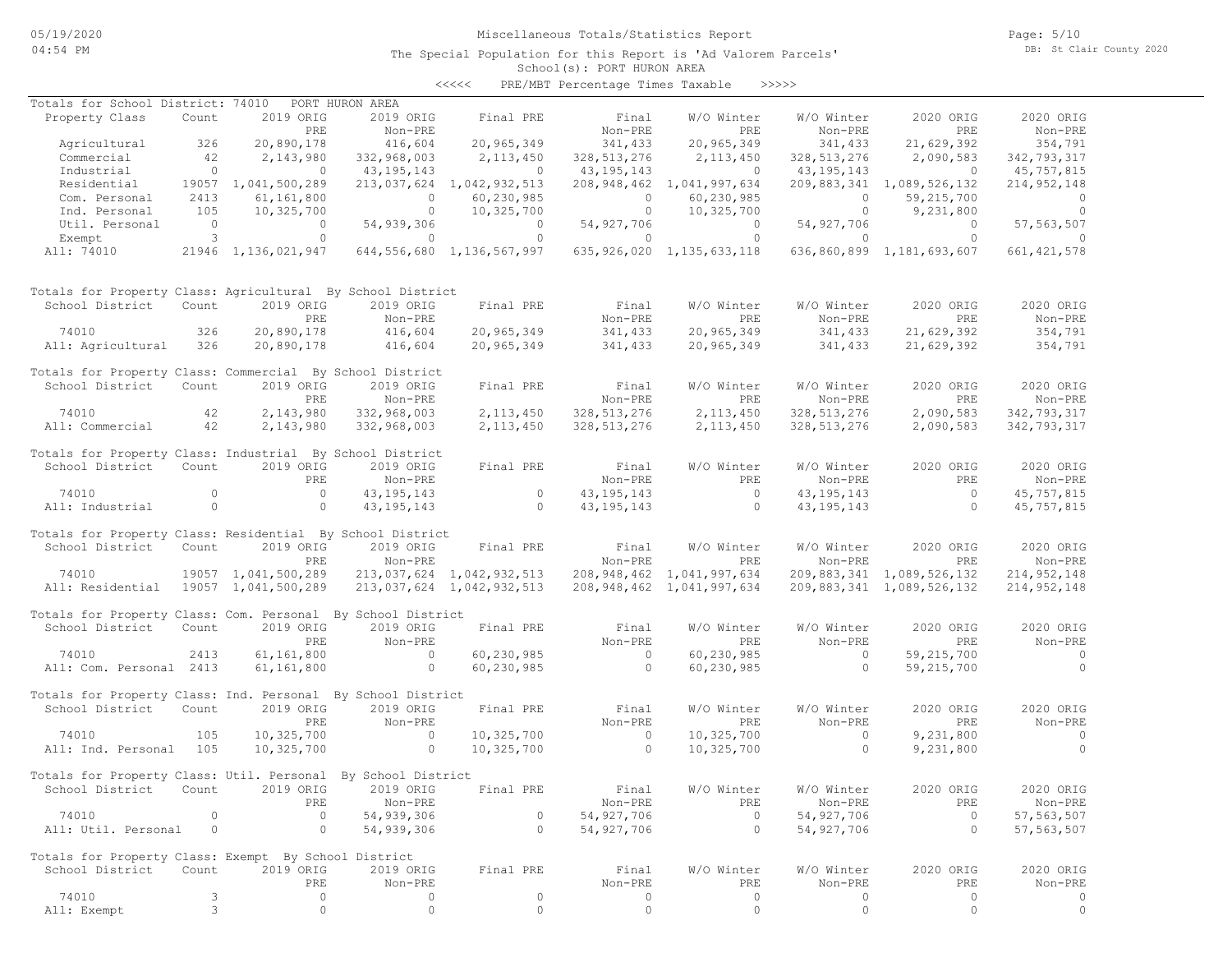Miscellaneous Totals/Statistics Report

The Special Population for this Report is 'Ad Valorem Parcels'

School(s): PORT HURON AREA

<<<<< PRE/MBT Percentage Times Taxable >>>>>

Totals for School District: 74010 PORT HURON AREA

| Property Class | Count | 2019 ORIG PRE | 2019 ORIG Non-PRE | Final PRE | Final Non-PRE | W/O Winter PRE | W/O Winter Non-PRE | 2020 ORIG PRE | 2020 ORIG Non-PRE |
|---|---|---|---|---|---|---|---|---|---|
| Agricultural | 326 | 20,890,178 | 416,604 | 20,965,349 | 341,433 | 20,965,349 | 341,433 | 21,629,392 | 354,791 |
| Commercial | 42 | 2,143,980 | 332,968,003 | 2,113,450 | 328,513,276 | 2,113,450 | 328,513,276 | 2,090,583 | 342,793,317 |
| Industrial | 0 | 0 | 43,195,143 | 0 | 43,195,143 | 0 | 43,195,143 | 0 | 45,757,815 |
| Residential | 19057 | 1,041,500,289 | 213,037,624 | 1,042,932,513 | 208,948,462 | 1,041,997,634 | 209,883,341 | 1,089,526,132 | 214,952,148 |
| Com. Personal | 2413 | 61,161,800 | 0 | 60,230,985 | 0 | 60,230,985 | 0 | 59,215,700 | 0 |
| Ind. Personal | 105 | 10,325,700 | 0 | 10,325,700 | 0 | 10,325,700 | 0 | 9,231,800 | 0 |
| Util. Personal | 0 | 0 | 54,939,306 | 0 | 54,927,706 | 0 | 54,927,706 | 0 | 57,563,507 |
| Exempt | 3 | 0 | 0 | 0 | 0 | 0 | 0 | 0 | 0 |
| All: 74010 | 21946 | 1,136,021,947 | 644,556,680 | 1,136,567,997 | 635,926,020 | 1,135,633,118 | 636,860,899 | 1,181,693,607 | 661,421,578 |

Totals for Property Class: Agricultural By School District

| School District | Count | 2019 ORIG PRE | 2019 ORIG Non-PRE | Final PRE | Final Non-PRE | W/O Winter PRE | W/O Winter Non-PRE | 2020 ORIG PRE | 2020 ORIG Non-PRE |
|---|---|---|---|---|---|---|---|---|---|
| 74010 | 326 | 20,890,178 | 416,604 | 20,965,349 | 341,433 | 20,965,349 | 341,433 | 21,629,392 | 354,791 |
| All: Agricultural | 326 | 20,890,178 | 416,604 | 20,965,349 | 341,433 | 20,965,349 | 341,433 | 21,629,392 | 354,791 |

Totals for Property Class: Commercial By School District

| School District | Count | 2019 ORIG PRE | 2019 ORIG Non-PRE | Final PRE | Final Non-PRE | W/O Winter PRE | W/O Winter Non-PRE | 2020 ORIG PRE | 2020 ORIG Non-PRE |
|---|---|---|---|---|---|---|---|---|---|
| 74010 | 42 | 2,143,980 | 332,968,003 | 2,113,450 | 328,513,276 | 2,113,450 | 328,513,276 | 2,090,583 | 342,793,317 |
| All: Commercial | 42 | 2,143,980 | 332,968,003 | 2,113,450 | 328,513,276 | 2,113,450 | 328,513,276 | 2,090,583 | 342,793,317 |

Totals for Property Class: Industrial By School District

| School District | Count | 2019 ORIG PRE | 2019 ORIG Non-PRE | Final PRE | Final Non-PRE | W/O Winter PRE | W/O Winter Non-PRE | 2020 ORIG PRE | 2020 ORIG Non-PRE |
|---|---|---|---|---|---|---|---|---|---|
| 74010 | 0 | 0 | 43,195,143 | 0 | 43,195,143 | 0 | 43,195,143 | 0 | 45,757,815 |
| All: Industrial | 0 | 0 | 43,195,143 | 0 | 43,195,143 | 0 | 43,195,143 | 0 | 45,757,815 |

Totals for Property Class: Residential By School District

| School District | Count | 2019 ORIG PRE | 2019 ORIG Non-PRE | Final PRE | Final Non-PRE | W/O Winter PRE | W/O Winter Non-PRE | 2020 ORIG PRE | 2020 ORIG Non-PRE |
|---|---|---|---|---|---|---|---|---|---|
| 74010 | 19057 | 1,041,500,289 | 213,037,624 | 1,042,932,513 | 208,948,462 | 1,041,997,634 | 209,883,341 | 1,089,526,132 | 214,952,148 |
| All: Residential | 19057 | 1,041,500,289 | 213,037,624 | 1,042,932,513 | 208,948,462 | 1,041,997,634 | 209,883,341 | 1,089,526,132 | 214,952,148 |

Totals for Property Class: Com. Personal By School District

| School District | Count | 2019 ORIG PRE | 2019 ORIG Non-PRE | Final PRE | Final Non-PRE | W/O Winter PRE | W/O Winter Non-PRE | 2020 ORIG PRE | 2020 ORIG Non-PRE |
|---|---|---|---|---|---|---|---|---|---|
| 74010 | 2413 | 61,161,800 | 0 | 60,230,985 | 0 | 60,230,985 | 0 | 59,215,700 | 0 |
| All: Com. Personal | 2413 | 61,161,800 | 0 | 60,230,985 | 0 | 60,230,985 | 0 | 59,215,700 | 0 |

Totals for Property Class: Ind. Personal By School District

| School District | Count | 2019 ORIG PRE | 2019 ORIG Non-PRE | Final PRE | Final Non-PRE | W/O Winter PRE | W/O Winter Non-PRE | 2020 ORIG PRE | 2020 ORIG Non-PRE |
|---|---|---|---|---|---|---|---|---|---|
| 74010 | 105 | 10,325,700 | 0 | 10,325,700 | 0 | 10,325,700 | 0 | 9,231,800 | 0 |
| All: Ind. Personal | 105 | 10,325,700 | 0 | 10,325,700 | 0 | 10,325,700 | 0 | 9,231,800 | 0 |

Totals for Property Class: Util. Personal By School District

| School District | Count | 2019 ORIG PRE | 2019 ORIG Non-PRE | Final PRE | Final Non-PRE | W/O Winter PRE | W/O Winter Non-PRE | 2020 ORIG PRE | 2020 ORIG Non-PRE |
|---|---|---|---|---|---|---|---|---|---|
| 74010 | 0 | 0 | 54,939,306 | 0 | 54,927,706 | 0 | 54,927,706 | 0 | 57,563,507 |
| All: Util. Personal | 0 | 0 | 54,939,306 | 0 | 54,927,706 | 0 | 54,927,706 | 0 | 57,563,507 |

Totals for Property Class: Exempt By School District

| School District | Count | 2019 ORIG PRE | 2019 ORIG Non-PRE | Final PRE | Final Non-PRE | W/O Winter PRE | W/O Winter Non-PRE | 2020 ORIG PRE | 2020 ORIG Non-PRE |
|---|---|---|---|---|---|---|---|---|---|
| 74010 | 3 | 0 | 0 | 0 | 0 | 0 | 0 | 0 | 0 |
| All: Exempt | 3 | 0 | 0 | 0 | 0 | 0 | 0 | 0 | 0 |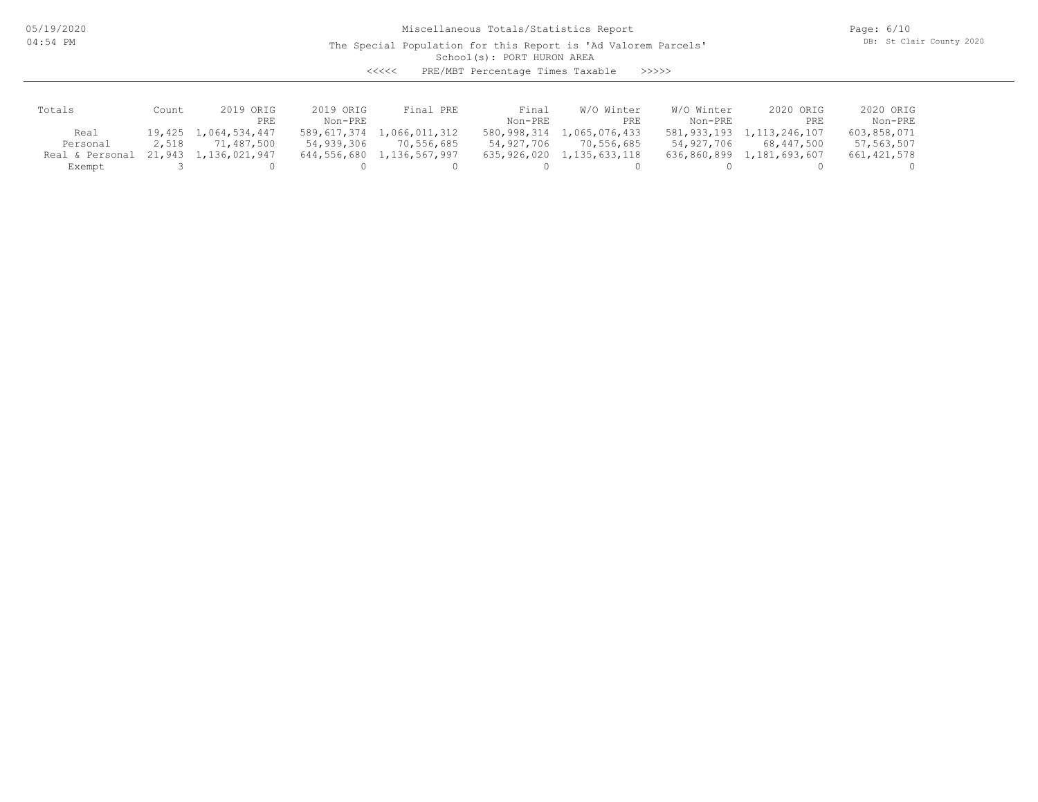Miscellaneous Totals/Statistics Report

The Special Population for this Report is 'Ad Valorem Parcels'

School(s): PORT HURON AREA

<<<<< PRE/MBT Percentage Times Taxable >>>>>

| Totals | Count | 2019 ORIG PRE | 2019 ORIG Non-PRE | Final PRE | Final Non-PRE | W/O Winter PRE | W/O Winter Non-PRE | 2020 ORIG PRE | 2020 ORIG Non-PRE |
|---|---|---|---|---|---|---|---|---|---|
| Real | 19,425 | 1,064,534,447 | 589,617,374 | 1,066,011,312 | 580,998,314 | 1,065,076,433 | 581,933,193 | 1,113,246,107 | 603,858,071 |
| Personal | 2,518 | 71,487,500 | 54,939,306 | 70,556,685 | 54,927,706 | 70,556,685 | 54,927,706 | 68,447,500 | 57,563,507 |
| Real & Personal | 21,943 | 1,136,021,947 | 644,556,680 | 1,136,567,997 | 635,926,020 | 1,135,633,118 | 636,860,899 | 1,181,693,607 | 661,421,578 |
| Exempt | 3 | 0 | 0 | 0 | 0 | 0 | 0 | 0 | 0 |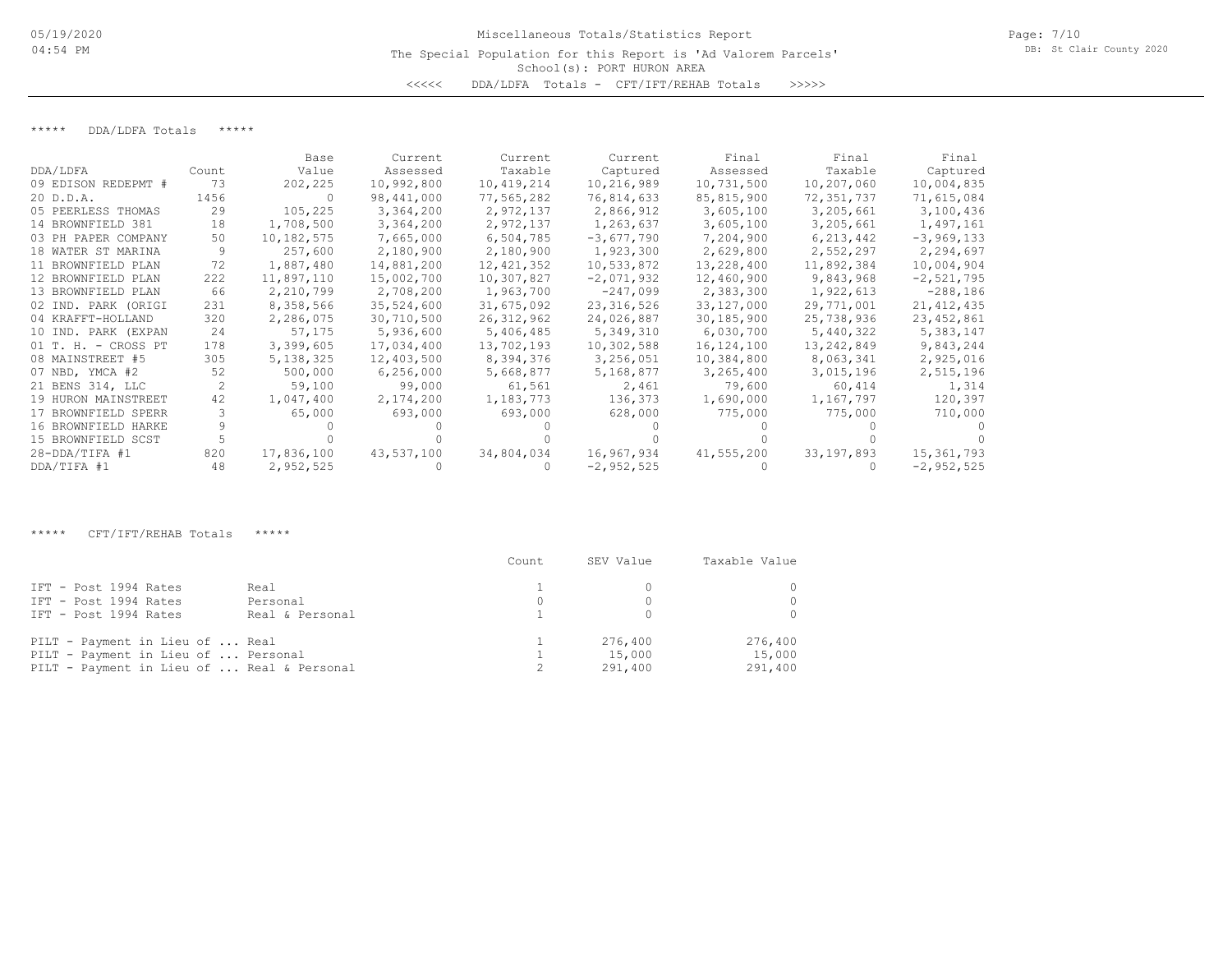# Miscellaneous Totals/Statistics Report

The Special Population for this Report is 'Ad Valorem Parcels'

School(s): PORT HURON AREA

<<<<< DDA/LDFA Totals - CFT/IFT/REHAB Totals >>>>>

## ***** DDA/LDFA Totals *****

| DDA/LDFA | Count | Base Value | Current Assessed | Current Taxable | Current Captured | Final Assessed | Final Taxable | Final Captured |
|---|---|---|---|---|---|---|---|---|
| 09 EDISON REDEPMT # | 73 | 202,225 | 10,992,800 | 10,419,214 | 10,216,989 | 10,731,500 | 10,207,060 | 10,004,835 |
| 20 D.D.A. | 1456 | 0 | 98,441,000 | 77,565,282 | 76,814,633 | 85,815,900 | 72,351,737 | 71,615,084 |
| 05 PEERLESS THOMAS | 29 | 105,225 | 3,364,200 | 2,972,137 | 2,866,912 | 3,605,100 | 3,205,661 | 3,100,436 |
| 14 BROWNFIELD 381 | 18 | 1,708,500 | 3,364,200 | 2,972,137 | 1,263,637 | 3,605,100 | 3,205,661 | 1,497,161 |
| 03 PH PAPER COMPANY | 50 | 10,182,575 | 7,665,000 | 6,504,785 | -3,677,790 | 7,204,900 | 6,213,442 | -3,969,133 |
| 18 WATER ST MARINA | 9 | 257,600 | 2,180,900 | 2,180,900 | 1,923,300 | 2,629,800 | 2,552,297 | 2,294,697 |
| 11 BROWNFIELD PLAN | 72 | 1,887,480 | 14,881,200 | 12,421,352 | 10,533,872 | 13,228,400 | 11,892,384 | 10,004,904 |
| 12 BROWNFIELD PLAN | 222 | 11,897,110 | 15,002,700 | 10,307,827 | -2,071,932 | 12,460,900 | 9,843,968 | -2,521,795 |
| 13 BROWNFIELD PLAN | 66 | 2,210,799 | 2,708,200 | 1,963,700 | -247,099 | 2,383,300 | 1,922,613 | -288,186 |
| 02 IND. PARK (ORIGI | 231 | 8,358,566 | 35,524,600 | 31,675,092 | 23,316,526 | 33,127,000 | 29,771,001 | 21,412,435 |
| 04 KRAFFT-HOLLAND | 320 | 2,286,075 | 30,710,500 | 26,312,962 | 24,026,887 | 30,185,900 | 25,738,936 | 23,452,861 |
| 10 IND. PARK (EXPAN | 24 | 57,175 | 5,936,600 | 5,406,485 | 5,349,310 | 6,030,700 | 5,440,322 | 5,383,147 |
| 01 T. H. - CROSS PT | 178 | 3,399,605 | 17,034,400 | 13,702,193 | 10,302,588 | 16,124,100 | 13,242,849 | 9,843,244 |
| 08 MAINSTREET #5 | 305 | 5,138,325 | 12,403,500 | 8,394,376 | 3,256,051 | 10,384,800 | 8,063,341 | 2,925,016 |
| 07 NBD, YMCA #2 | 52 | 500,000 | 6,256,000 | 5,668,877 | 5,168,877 | 3,265,400 | 3,015,196 | 2,515,196 |
| 21 BENS 314, LLC | 2 | 59,100 | 99,000 | 61,561 | 2,461 | 79,600 | 60,414 | 1,314 |
| 19 HURON MAINSTREET | 42 | 1,047,400 | 2,174,200 | 1,183,773 | 136,373 | 1,690,000 | 1,167,797 | 120,397 |
| 17 BROWNFIELD SPERR | 3 | 65,000 | 693,000 | 693,000 | 628,000 | 775,000 | 775,000 | 710,000 |
| 16 BROWNFIELD HARKE | 9 | 0 | 0 | 0 | 0 | 0 | 0 | 0 |
| 15 BROWNFIELD SCST | 5 | 0 | 0 | 0 | 0 | 0 | 0 | 0 |
| 28-DDA/TIFA #1 | 820 | 17,836,100 | 43,537,100 | 34,804,034 | 16,967,934 | 41,555,200 | 33,197,893 | 15,361,793 |
| DDA/TIFA #1 | 48 | 2,952,525 | 0 | 0 | -2,952,525 | 0 | 0 | -2,952,525 |

## ***** CFT/IFT/REHAB Totals *****

| | | Count | SEV Value | Taxable Value |
|---|---|---|---|---|
| IFT - Post 1994 Rates | Real | 1 | 0 | 0 |
| IFT - Post 1994 Rates | Personal | 0 | 0 | 0 |
| IFT - Post 1994 Rates | Real & Personal | 1 | 0 | 0 |
| PILT - Payment in Lieu of ... Real | | 1 | 276,400 | 276,400 |
| PILT - Payment in Lieu of ... Personal | | 1 | 15,000 | 15,000 |
| PILT - Payment in Lieu of ... Real & Personal | | 2 | 291,400 | 291,400 |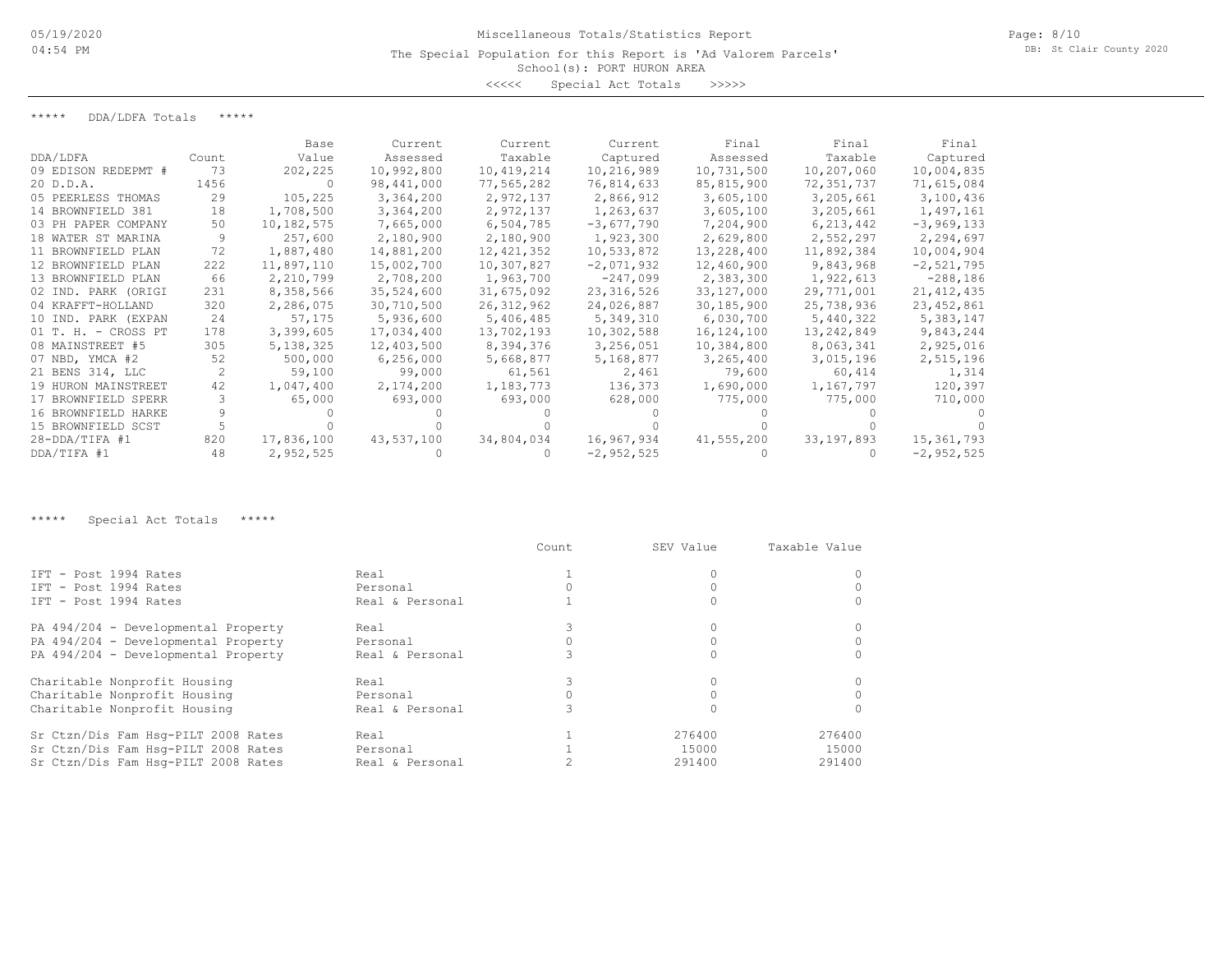Miscellaneous Totals/Statistics Report

The Special Population for this Report is 'Ad Valorem Parcels'

School(s): PORT HURON AREA

<<<<< Special Act Totals >>>>>

***** DDA/LDFA Totals *****

| DDA/LDFA | Count | Base Value | Current Assessed | Current Taxable | Current Captured | Final Assessed | Final Taxable | Final Captured |
|---|---|---|---|---|---|---|---|---|
| 09 EDISON REDEPMT # | 73 | 202,225 | 10,992,800 | 10,419,214 | 10,216,989 | 10,731,500 | 10,207,060 | 10,004,835 |
| 20 D.D.A. | 1456 | 0 | 98,441,000 | 77,565,282 | 76,814,633 | 85,815,900 | 72,351,737 | 71,615,084 |
| 05 PEERLESS THOMAS | 29 | 105,225 | 3,364,200 | 2,972,137 | 2,866,912 | 3,605,100 | 3,205,661 | 3,100,436 |
| 14 BROWNFIELD 381 | 18 | 1,708,500 | 3,364,200 | 2,972,137 | 1,263,637 | 3,605,100 | 3,205,661 | 1,497,161 |
| 03 PH PAPER COMPANY | 50 | 10,182,575 | 7,665,000 | 6,504,785 | -3,677,790 | 7,204,900 | 6,213,442 | -3,969,133 |
| 18 WATER ST MARINA | 9 | 257,600 | 2,180,900 | 2,180,900 | 1,923,300 | 2,629,800 | 2,552,297 | 2,294,697 |
| 11 BROWNFIELD PLAN | 72 | 1,887,480 | 14,881,200 | 12,421,352 | 10,533,872 | 13,228,400 | 11,892,384 | 10,004,904 |
| 12 BROWNFIELD PLAN | 222 | 11,897,110 | 15,002,700 | 10,307,827 | -2,071,932 | 12,460,900 | 9,843,968 | -2,521,795 |
| 13 BROWNFIELD PLAN | 66 | 2,210,799 | 2,708,200 | 1,963,700 | -247,099 | 2,383,300 | 1,922,613 | -288,186 |
| 02 IND. PARK (ORIGI | 231 | 8,358,566 | 35,524,600 | 31,675,092 | 23,316,526 | 33,127,000 | 29,771,001 | 21,412,435 |
| 04 KRAFFT-HOLLAND | 320 | 2,286,075 | 30,710,500 | 26,312,962 | 24,026,887 | 30,185,900 | 25,738,936 | 23,452,861 |
| 10 IND. PARK (EXPAN | 24 | 57,175 | 5,936,600 | 5,406,485 | 5,349,310 | 6,030,700 | 5,440,322 | 5,383,147 |
| 01 T. H. - CROSS PT | 178 | 3,399,605 | 17,034,400 | 13,702,193 | 10,302,588 | 16,124,100 | 13,242,849 | 9,843,244 |
| 08 MAINSTREET #5 | 305 | 5,138,325 | 12,403,500 | 8,394,376 | 3,256,051 | 10,384,800 | 8,063,341 | 2,925,016 |
| 07 NBD, YMCA #2 | 52 | 500,000 | 6,256,000 | 5,668,877 | 5,168,877 | 3,265,400 | 3,015,196 | 2,515,196 |
| 21 BENS 314, LLC | 2 | 59,100 | 99,000 | 61,561 | 2,461 | 79,600 | 60,414 | 1,314 |
| 19 HURON MAINSTREET | 42 | 1,047,400 | 2,174,200 | 1,183,773 | 136,373 | 1,690,000 | 1,167,797 | 120,397 |
| 17 BROWNFIELD SPERR | 3 | 65,000 | 693,000 | 693,000 | 628,000 | 775,000 | 775,000 | 710,000 |
| 16 BROWNFIELD HARKE | 9 | 0 | 0 | 0 | 0 | 0 | 0 | 0 |
| 15 BROWNFIELD SCST | 5 | 0 | 0 | 0 | 0 | 0 | 0 | 0 |
| 28-DDA/TIFA #1 | 820 | 17,836,100 | 43,537,100 | 34,804,034 | 16,967,934 | 41,555,200 | 33,197,893 | 15,361,793 |
| DDA/TIFA #1 | 48 | 2,952,525 | 0 | 0 | -2,952,525 | 0 | 0 | -2,952,525 |

***** Special Act Totals *****

| | | Count | SEV Value | Taxable Value |
|---|---|---|---|---|
| IFT - Post 1994 Rates | Real | 1 | 0 | 0 |
| IFT - Post 1994 Rates | Personal | 0 | 0 | 0 |
| IFT - Post 1994 Rates | Real & Personal | 1 | 0 | 0 |
| PA 494/204 - Developmental Property | Real | 3 | 0 | 0 |
| PA 494/204 - Developmental Property | Personal | 0 | 0 | 0 |
| PA 494/204 - Developmental Property | Real & Personal | 3 | 0 | 0 |
| Charitable Nonprofit Housing | Real | 3 | 0 | 0 |
| Charitable Nonprofit Housing | Personal | 0 | 0 | 0 |
| Charitable Nonprofit Housing | Real & Personal | 3 | 0 | 0 |
| Sr Ctzn/Dis Fam Hsg-PILT 2008 Rates | Real | 1 | 276400 | 276400 |
| Sr Ctzn/Dis Fam Hsg-PILT 2008 Rates | Personal | 1 | 15000 | 15000 |
| Sr Ctzn/Dis Fam Hsg-PILT 2008 Rates | Real & Personal | 2 | 291400 | 291400 |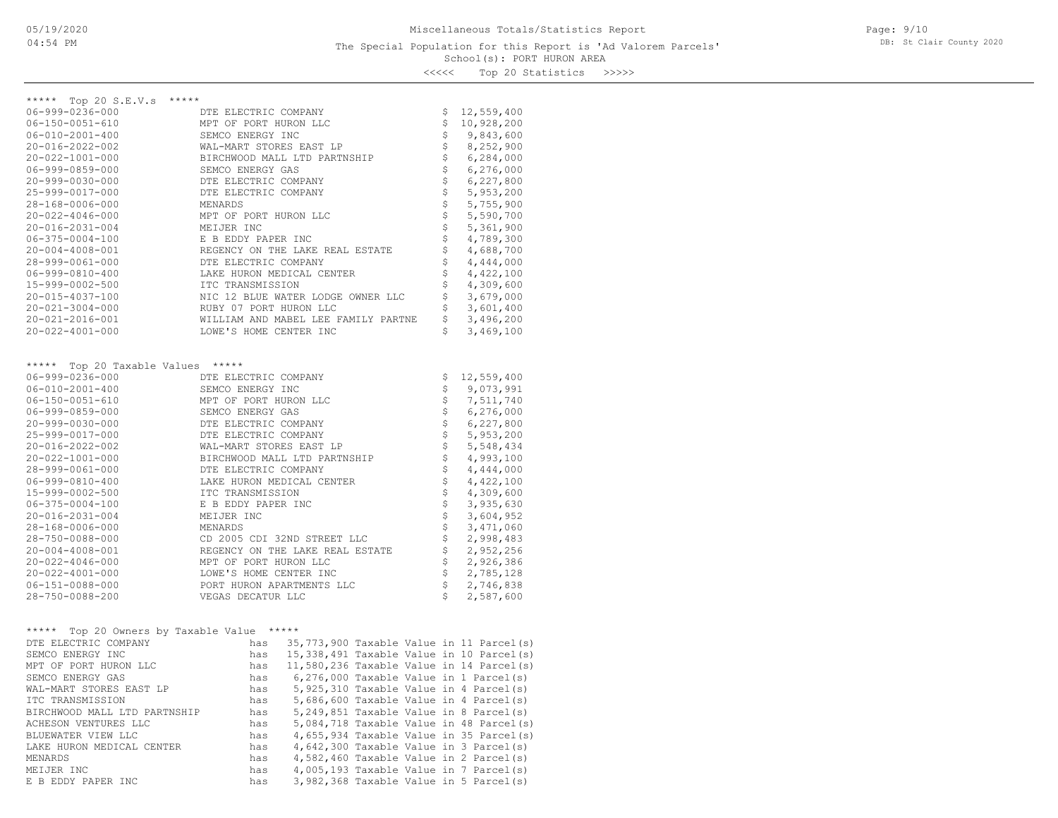Miscellaneous Totals/Statistics Report

The Special Population for this Report is 'Ad Valorem Parcels'

School(s): PORT HURON AREA

<<<<< Top 20 Statistics >>>>>

## ***** Top 20 S.E.V.s *****

| Parcel | Owner | S.E.V. |
|---|---|---|
| 06-999-0236-000 | DTE ELECTRIC COMPANY | $ 12,559,400 |
| 06-150-0051-610 | MPT OF PORT HURON LLC | $ 10,928,200 |
| 06-010-2001-400 | SEMCO ENERGY INC | $ 9,843,600 |
| 20-016-2022-002 | WAL-MART STORES EAST LP | $ 8,252,900 |
| 20-022-1001-000 | BIRCHWOOD MALL LTD PARTNSHIP | $ 6,284,000 |
| 06-999-0859-000 | SEMCO ENERGY GAS | $ 6,276,000 |
| 20-999-0030-000 | DTE ELECTRIC COMPANY | $ 6,227,800 |
| 25-999-0017-000 | DTE ELECTRIC COMPANY | $ 5,953,200 |
| 28-168-0006-000 | MENARDS | $ 5,755,900 |
| 20-022-4046-000 | MPT OF PORT HURON LLC | $ 5,590,700 |
| 20-016-2031-004 | MEIJER INC | $ 5,361,900 |
| 06-375-0004-100 | E B EDDY PAPER INC | $ 4,789,300 |
| 20-004-4008-001 | REGENCY ON THE LAKE REAL ESTATE | $ 4,688,700 |
| 28-999-0061-000 | DTE ELECTRIC COMPANY | $ 4,444,000 |
| 06-999-0810-400 | LAKE HURON MEDICAL CENTER | $ 4,422,100 |
| 15-999-0002-500 | ITC TRANSMISSION | $ 4,309,600 |
| 20-015-4037-100 | NIC 12 BLUE WATER LODGE OWNER LLC | $ 3,679,000 |
| 20-021-3004-000 | RUBY 07 PORT HURON LLC | $ 3,601,400 |
| 20-021-2016-001 | WILLIAM AND MABEL LEE FAMILY PARTNE | $ 3,496,200 |
| 20-022-4001-000 | LOWE'S HOME CENTER INC | $ 3,469,100 |

## ***** Top 20 Taxable Values *****

| Parcel | Owner | Taxable Value |
|---|---|---|
| 06-999-0236-000 | DTE ELECTRIC COMPANY | $ 12,559,400 |
| 06-010-2001-400 | SEMCO ENERGY INC | $ 9,073,991 |
| 06-150-0051-610 | MPT OF PORT HURON LLC | $ 7,511,740 |
| 06-999-0859-000 | SEMCO ENERGY GAS | $ 6,276,000 |
| 20-999-0030-000 | DTE ELECTRIC COMPANY | $ 6,227,800 |
| 25-999-0017-000 | DTE ELECTRIC COMPANY | $ 5,953,200 |
| 20-016-2022-002 | WAL-MART STORES EAST LP | $ 5,548,434 |
| 20-022-1001-000 | BIRCHWOOD MALL LTD PARTNSHIP | $ 4,993,100 |
| 28-999-0061-000 | DTE ELECTRIC COMPANY | $ 4,444,000 |
| 06-999-0810-400 | LAKE HURON MEDICAL CENTER | $ 4,422,100 |
| 15-999-0002-500 | ITC TRANSMISSION | $ 4,309,600 |
| 06-375-0004-100 | E B EDDY PAPER INC | $ 3,935,630 |
| 20-016-2031-004 | MEIJER INC | $ 3,604,952 |
| 28-168-0006-000 | MENARDS | $ 3,471,060 |
| 28-750-0088-000 | CD 2005 CDI 32ND STREET LLC | $ 2,998,483 |
| 20-004-4008-001 | REGENCY ON THE LAKE REAL ESTATE | $ 2,952,256 |
| 20-022-4046-000 | MPT OF PORT HURON LLC | $ 2,926,386 |
| 20-022-4001-000 | LOWE'S HOME CENTER INC | $ 2,785,128 |
| 06-151-0088-000 | PORT HURON APARTMENTS LLC | $ 2,746,838 |
| 28-750-0088-200 | VEGAS DECATUR LLC | $ 2,587,600 |

## ***** Top 20 Owners by Taxable Value *****

| Owner | | Taxable Value | Parcels |
|---|---|---|---|
| DTE ELECTRIC COMPANY | has | 35,773,900 Taxable Value | in 11 Parcel(s) |
| SEMCO ENERGY INC | has | 15,338,491 Taxable Value | in 10 Parcel(s) |
| MPT OF PORT HURON LLC | has | 11,580,236 Taxable Value | in 14 Parcel(s) |
| SEMCO ENERGY GAS | has | 6,276,000 Taxable Value | in 1 Parcel(s) |
| WAL-MART STORES EAST LP | has | 5,925,310 Taxable Value | in 4 Parcel(s) |
| ITC TRANSMISSION | has | 5,686,600 Taxable Value | in 4 Parcel(s) |
| BIRCHWOOD MALL LTD PARTNSHIP | has | 5,249,851 Taxable Value | in 8 Parcel(s) |
| ACHESON VENTURES LLC | has | 5,084,718 Taxable Value | in 48 Parcel(s) |
| BLUEWATER VIEW LLC | has | 4,655,934 Taxable Value | in 35 Parcel(s) |
| LAKE HURON MEDICAL CENTER | has | 4,642,300 Taxable Value | in 3 Parcel(s) |
| MENARDS | has | 4,582,460 Taxable Value | in 2 Parcel(s) |
| MEIJER INC | has | 4,005,193 Taxable Value | in 7 Parcel(s) |
| E B EDDY PAPER INC | has | 3,982,368 Taxable Value | in 5 Parcel(s) |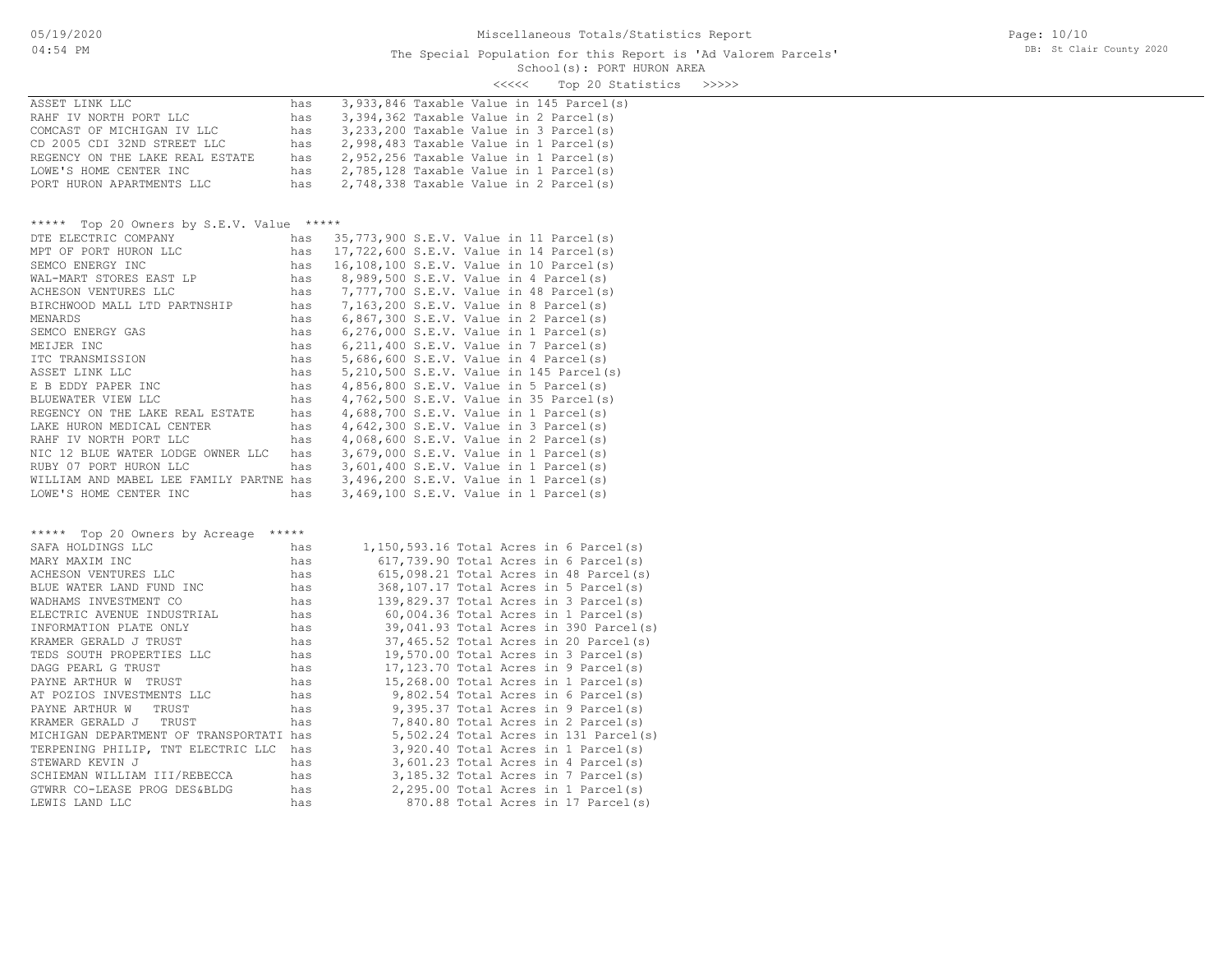Miscellaneous Totals/Statistics Report

The Special Population for this Report is 'Ad Valorem Parcels'

School(s): PORT HURON AREA

<<<<< Top 20 Statistics >>>>>

| | | | |
|---|---|---|---|
| ASSET LINK LLC | has | 3,933,846 Taxable Value in 145 Parcel(s) |
| RAHF IV NORTH PORT LLC | has | 3,394,362 Taxable Value in 2 Parcel(s) |
| COMCAST OF MICHIGAN IV LLC | has | 3,233,200 Taxable Value in 3 Parcel(s) |
| CD 2005 CDI 32ND STREET LLC | has | 2,998,483 Taxable Value in 1 Parcel(s) |
| REGENCY ON THE LAKE REAL ESTATE | has | 2,952,256 Taxable Value in 1 Parcel(s) |
| LOWE'S HOME CENTER INC | has | 2,785,128 Taxable Value in 1 Parcel(s) |
| PORT HURON APARTMENTS LLC | has | 2,748,338 Taxable Value in 2 Parcel(s) |

***** Top 20 Owners by S.E.V. Value *****

| | | |
|---|---|---|
| DTE ELECTRIC COMPANY | has | 35,773,900 S.E.V. Value in 11 Parcel(s) |
| MPT OF PORT HURON LLC | has | 17,722,600 S.E.V. Value in 14 Parcel(s) |
| SEMCO ENERGY INC | has | 16,108,100 S.E.V. Value in 10 Parcel(s) |
| WAL-MART STORES EAST LP | has | 8,989,500 S.E.V. Value in 4 Parcel(s) |
| ACHESON VENTURES LLC | has | 7,777,700 S.E.V. Value in 48 Parcel(s) |
| BIRCHWOOD MALL LTD PARTNSHIP | has | 7,163,200 S.E.V. Value in 8 Parcel(s) |
| MENARDS | has | 6,867,300 S.E.V. Value in 2 Parcel(s) |
| SEMCO ENERGY GAS | has | 6,276,000 S.E.V. Value in 1 Parcel(s) |
| MEIJER INC | has | 6,211,400 S.E.V. Value in 7 Parcel(s) |
| ITC TRANSMISSION | has | 5,686,600 S.E.V. Value in 4 Parcel(s) |
| ASSET LINK LLC | has | 5,210,500 S.E.V. Value in 145 Parcel(s) |
| E B EDDY PAPER INC | has | 4,856,800 S.E.V. Value in 5 Parcel(s) |
| BLUEWATER VIEW LLC | has | 4,762,500 S.E.V. Value in 35 Parcel(s) |
| REGENCY ON THE LAKE REAL ESTATE | has | 4,688,700 S.E.V. Value in 1 Parcel(s) |
| LAKE HURON MEDICAL CENTER | has | 4,642,300 S.E.V. Value in 3 Parcel(s) |
| RAHF IV NORTH PORT LLC | has | 4,068,600 S.E.V. Value in 2 Parcel(s) |
| NIC 12 BLUE WATER LODGE OWNER LLC | has | 3,679,000 S.E.V. Value in 1 Parcel(s) |
| RUBY 07 PORT HURON LLC | has | 3,601,400 S.E.V. Value in 1 Parcel(s) |
| WILLIAM AND MABEL LEE FAMILY PARTNE | has | 3,496,200 S.E.V. Value in 1 Parcel(s) |
| LOWE'S HOME CENTER INC | has | 3,469,100 S.E.V. Value in 1 Parcel(s) |

***** Top 20 Owners by Acreage *****

| | | |
|---|---|---|
| SAFA HOLDINGS LLC | has | 1,150,593.16 Total Acres in 6 Parcel(s) |
| MARY MAXIM INC | has | 617,739.90 Total Acres in 6 Parcel(s) |
| ACHESON VENTURES LLC | has | 615,098.21 Total Acres in 48 Parcel(s) |
| BLUE WATER LAND FUND INC | has | 368,107.17 Total Acres in 5 Parcel(s) |
| WADHAMS INVESTMENT CO | has | 139,829.37 Total Acres in 3 Parcel(s) |
| ELECTRIC AVENUE INDUSTRIAL | has | 60,004.36 Total Acres in 1 Parcel(s) |
| INFORMATION PLATE ONLY | has | 39,041.93 Total Acres in 390 Parcel(s) |
| KRAMER GERALD J TRUST | has | 37,465.52 Total Acres in 20 Parcel(s) |
| TEDS SOUTH PROPERTIES LLC | has | 19,570.00 Total Acres in 3 Parcel(s) |
| DAGG PEARL G TRUST | has | 17,123.70 Total Acres in 9 Parcel(s) |
| PAYNE ARTHUR W TRUST | has | 15,268.00 Total Acres in 1 Parcel(s) |
| AT POZIOS INVESTMENTS LLC | has | 9,802.54 Total Acres in 6 Parcel(s) |
| PAYNE ARTHUR W TRUST | has | 9,395.37 Total Acres in 9 Parcel(s) |
| KRAMER GERALD J TRUST | has | 7,840.80 Total Acres in 2 Parcel(s) |
| MICHIGAN DEPARTMENT OF TRANSPORTATI | has | 5,502.24 Total Acres in 131 Parcel(s) |
| TERPENING PHILIP, TNT ELECTRIC LLC | has | 3,920.40 Total Acres in 1 Parcel(s) |
| STEWARD KEVIN J | has | 3,601.23 Total Acres in 4 Parcel(s) |
| SCHIEMAN WILLIAM III/REBECCA | has | 3,185.32 Total Acres in 7 Parcel(s) |
| GTWRR CO-LEASE PROG DES&BLDG | has | 2,295.00 Total Acres in 1 Parcel(s) |
| LEWIS LAND LLC | has | 870.88 Total Acres in 17 Parcel(s) |